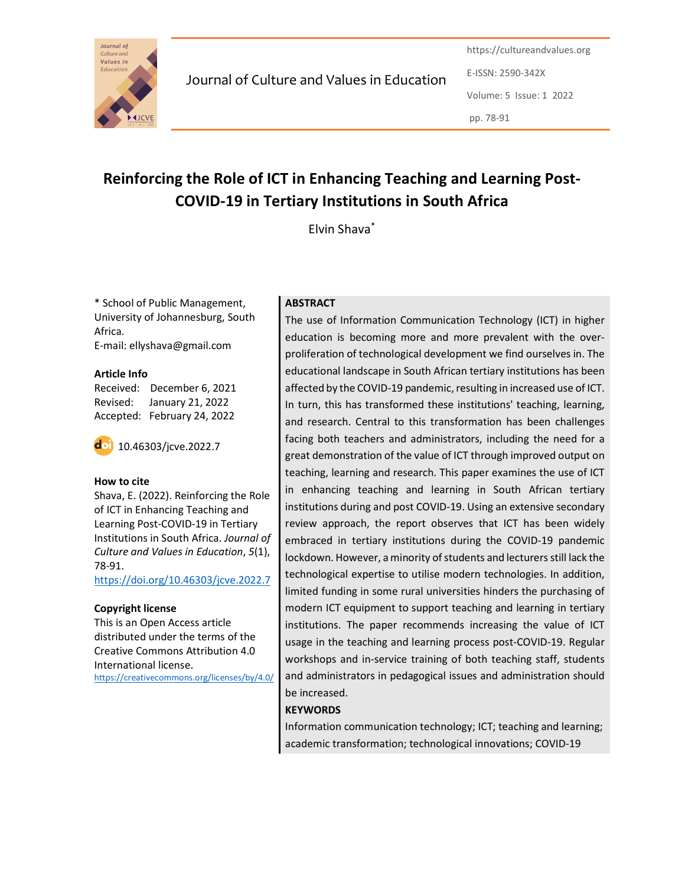# Reinforcing the Role of ICT in Enhancing Teaching and Learning Post-COVID-19 in Tertiary Institutions in South Africa

Elvin Shava*

\* School of Public Management, University of Johannesburg, South Africa.
E-mail: ellyshava@gmail.com

**Article Info**

Received: December 6, 2021
Revised: January 21, 2022
Accepted: February 24, 2022

10.46303/jcve.2022.7

**How to cite**

Shava, E. (2022). Reinforcing the Role of ICT in Enhancing Teaching and Learning Post-COVID-19 in Tertiary Institutions in South Africa. *Journal of Culture and Values in Education*, *5*(1), 78-91.
https://doi.org/10.46303/jcve.2022.7

**Copyright license**

This is an Open Access article distributed under the terms of the Creative Commons Attribution 4.0 International license.
https://creativecommons.org/licenses/by/4.0/

## ABSTRACT

The use of Information Communication Technology (ICT) in higher education is becoming more and more prevalent with the over-proliferation of technological development we find ourselves in. The educational landscape in South African tertiary institutions has been affected by the COVID-19 pandemic, resulting in increased use of ICT. In turn, this has transformed these institutions' teaching, learning, and research. Central to this transformation has been challenges facing both teachers and administrators, including the need for a great demonstration of the value of ICT through improved output on teaching, learning and research. This paper examines the use of ICT in enhancing teaching and learning in South African tertiary institutions during and post COVID-19. Using an extensive secondary review approach, the report observes that ICT has been widely embraced in tertiary institutions during the COVID-19 pandemic lockdown. However, a minority of students and lecturers still lack the technological expertise to utilise modern technologies. In addition, limited funding in some rural universities hinders the purchasing of modern ICT equipment to support teaching and learning in tertiary institutions. The paper recommends increasing the value of ICT usage in the teaching and learning process post-COVID-19. Regular workshops and in-service training of both teaching staff, students and administrators in pedagogical issues and administration should be increased.

## KEYWORDS

Information communication technology; ICT; teaching and learning; academic transformation; technological innovations; COVID-19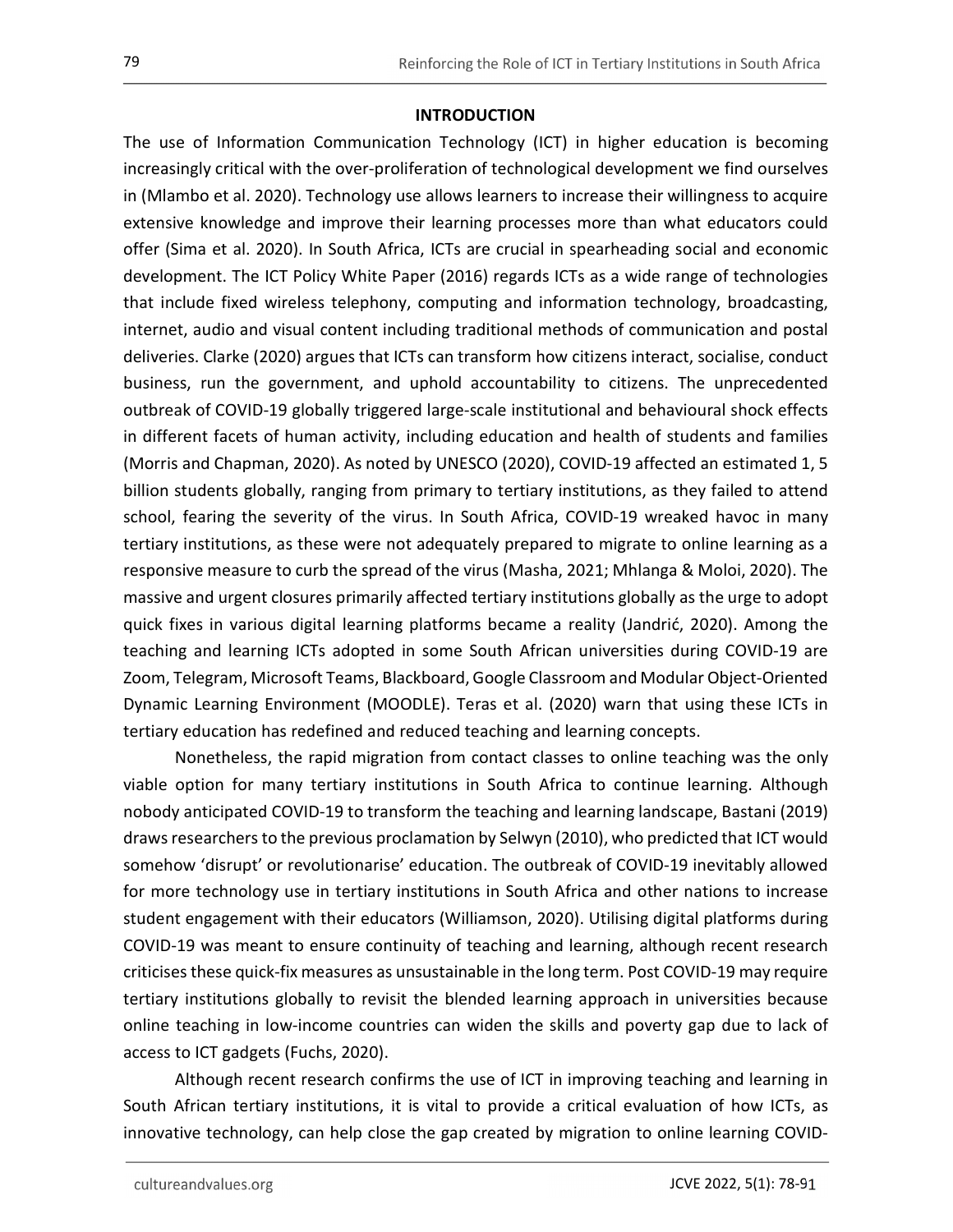## INTRODUCTION

The use of Information Communication Technology (ICT) in higher education is becoming increasingly critical with the over-proliferation of technological development we find ourselves in (Mlambo et al. 2020). Technology use allows learners to increase their willingness to acquire extensive knowledge and improve their learning processes more than what educators could offer (Sima et al. 2020). In South Africa, ICTs are crucial in spearheading social and economic development. The ICT Policy White Paper (2016) regards ICTs as a wide range of technologies that include fixed wireless telephony, computing and information technology, broadcasting, internet, audio and visual content including traditional methods of communication and postal deliveries. Clarke (2020) argues that ICTs can transform how citizens interact, socialise, conduct business, run the government, and uphold accountability to citizens. The unprecedented outbreak of COVID-19 globally triggered large-scale institutional and behavioural shock effects in different facets of human activity, including education and health of students and families (Morris and Chapman, 2020). As noted by UNESCO (2020), COVID-19 affected an estimated 1, 5 billion students globally, ranging from primary to tertiary institutions, as they failed to attend school, fearing the severity of the virus. In South Africa, COVID-19 wreaked havoc in many tertiary institutions, as these were not adequately prepared to migrate to online learning as a responsive measure to curb the spread of the virus (Masha, 2021; Mhlanga & Moloi, 2020). The massive and urgent closures primarily affected tertiary institutions globally as the urge to adopt quick fixes in various digital learning platforms became a reality (Jandrić, 2020). Among the teaching and learning ICTs adopted in some South African universities during COVID-19 are Zoom, Telegram, Microsoft Teams, Blackboard, Google Classroom and Modular Object-Oriented Dynamic Learning Environment (MOODLE). Teras et al. (2020) warn that using these ICTs in tertiary education has redefined and reduced teaching and learning concepts.

Nonetheless, the rapid migration from contact classes to online teaching was the only viable option for many tertiary institutions in South Africa to continue learning. Although nobody anticipated COVID-19 to transform the teaching and learning landscape, Bastani (2019) draws researchers to the previous proclamation by Selwyn (2010), who predicted that ICT would somehow 'disrupt' or revolutionarise' education. The outbreak of COVID-19 inevitably allowed for more technology use in tertiary institutions in South Africa and other nations to increase student engagement with their educators (Williamson, 2020). Utilising digital platforms during COVID-19 was meant to ensure continuity of teaching and learning, although recent research criticises these quick-fix measures as unsustainable in the long term. Post COVID-19 may require tertiary institutions globally to revisit the blended learning approach in universities because online teaching in low-income countries can widen the skills and poverty gap due to lack of access to ICT gadgets (Fuchs, 2020).

Although recent research confirms the use of ICT in improving teaching and learning in South African tertiary institutions, it is vital to provide a critical evaluation of how ICTs, as innovative technology, can help close the gap created by migration to online learning COVID-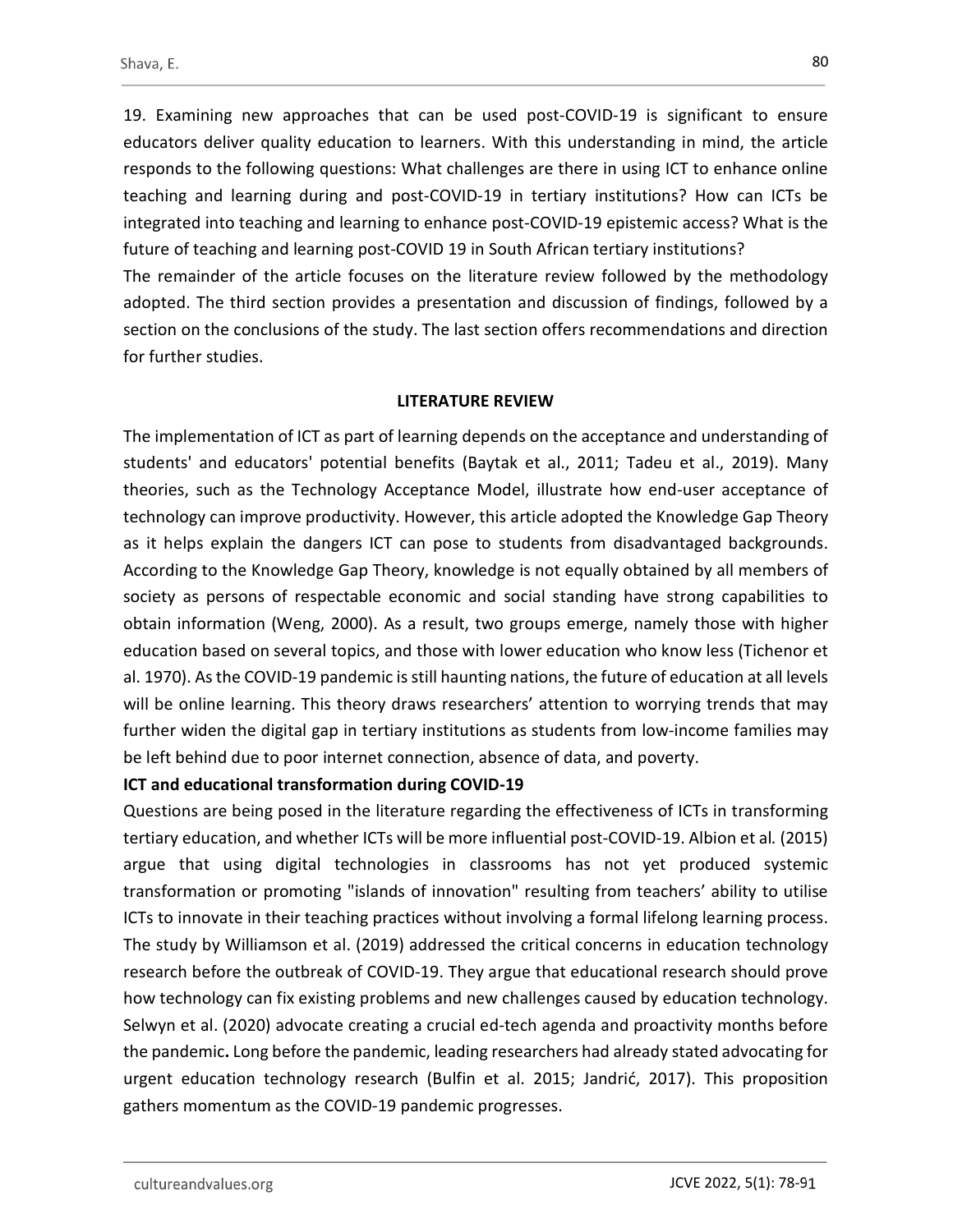19. Examining new approaches that can be used post-COVID-19 is significant to ensure educators deliver quality education to learners. With this understanding in mind, the article responds to the following questions: What challenges are there in using ICT to enhance online teaching and learning during and post-COVID-19 in tertiary institutions? How can ICTs be integrated into teaching and learning to enhance post-COVID-19 epistemic access? What is the future of teaching and learning post-COVID 19 in South African tertiary institutions?

The remainder of the article focuses on the literature review followed by the methodology adopted. The third section provides a presentation and discussion of findings, followed by a section on the conclusions of the study. The last section offers recommendations and direction for further studies.

## LITERATURE REVIEW

The implementation of ICT as part of learning depends on the acceptance and understanding of students' and educators' potential benefits (Baytak et al., 2011; Tadeu et al., 2019). Many theories, such as the Technology Acceptance Model, illustrate how end-user acceptance of technology can improve productivity. However, this article adopted the Knowledge Gap Theory as it helps explain the dangers ICT can pose to students from disadvantaged backgrounds. According to the Knowledge Gap Theory, knowledge is not equally obtained by all members of society as persons of respectable economic and social standing have strong capabilities to obtain information (Weng, 2000). As a result, two groups emerge, namely those with higher education based on several topics, and those with lower education who know less (Tichenor et al. 1970). As the COVID-19 pandemic is still haunting nations, the future of education at all levels will be online learning. This theory draws researchers' attention to worrying trends that may further widen the digital gap in tertiary institutions as students from low-income families may be left behind due to poor internet connection, absence of data, and poverty.

### ICT and educational transformation during COVID-19

Questions are being posed in the literature regarding the effectiveness of ICTs in transforming tertiary education, and whether ICTs will be more influential post-COVID-19. Albion et al*.* (2015) argue that using digital technologies in classrooms has not yet produced systemic transformation or promoting "islands of innovation" resulting from teachers' ability to utilise ICTs to innovate in their teaching practices without involving a formal lifelong learning process. The study by Williamson et al. (2019) addressed the critical concerns in education technology research before the outbreak of COVID-19. They argue that educational research should prove how technology can fix existing problems and new challenges caused by education technology. Selwyn et al. (2020) advocate creating a crucial ed-tech agenda and proactivity months before the pandemic**.** Long before the pandemic, leading researchers had already stated advocating for urgent education technology research (Bulfin et al. 2015; Jandrić, 2017). This proposition gathers momentum as the COVID-19 pandemic progresses.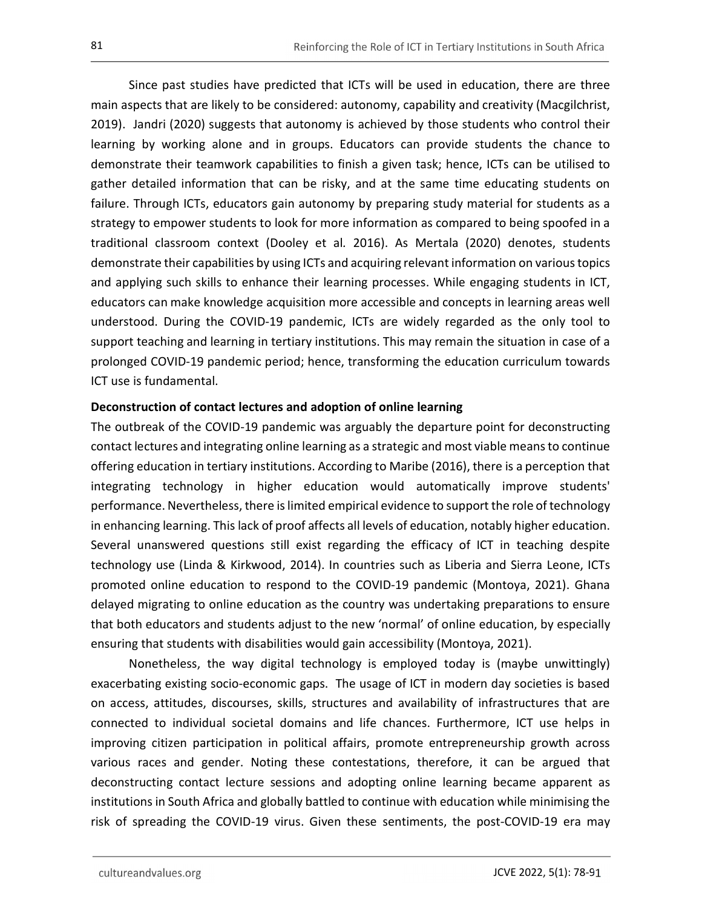Since past studies have predicted that ICTs will be used in education, there are three main aspects that are likely to be considered: autonomy, capability and creativity (Macgilchrist, 2019). Jandri (2020) suggests that autonomy is achieved by those students who control their learning by working alone and in groups. Educators can provide students the chance to demonstrate their teamwork capabilities to finish a given task; hence, ICTs can be utilised to gather detailed information that can be risky, and at the same time educating students on failure. Through ICTs, educators gain autonomy by preparing study material for students as a strategy to empower students to look for more information as compared to being spoofed in a traditional classroom context (Dooley et al. 2016). As Mertala (2020) denotes, students demonstrate their capabilities by using ICTs and acquiring relevant information on various topics and applying such skills to enhance their learning processes. While engaging students in ICT, educators can make knowledge acquisition more accessible and concepts in learning areas well understood. During the COVID-19 pandemic, ICTs are widely regarded as the only tool to support teaching and learning in tertiary institutions. This may remain the situation in case of a prolonged COVID-19 pandemic period; hence, transforming the education curriculum towards ICT use is fundamental.

**Deconstruction of contact lectures and adoption of online learning**

The outbreak of the COVID-19 pandemic was arguably the departure point for deconstructing contact lectures and integrating online learning as a strategic and most viable means to continue offering education in tertiary institutions. According to Maribe (2016), there is a perception that integrating technology in higher education would automatically improve students' performance. Nevertheless, there is limited empirical evidence to support the role of technology in enhancing learning. This lack of proof affects all levels of education, notably higher education. Several unanswered questions still exist regarding the efficacy of ICT in teaching despite technology use (Linda & Kirkwood, 2014). In countries such as Liberia and Sierra Leone, ICTs promoted online education to respond to the COVID-19 pandemic (Montoya, 2021). Ghana delayed migrating to online education as the country was undertaking preparations to ensure that both educators and students adjust to the new 'normal' of online education, by especially ensuring that students with disabilities would gain accessibility (Montoya, 2021).

Nonetheless, the way digital technology is employed today is (maybe unwittingly) exacerbating existing socio-economic gaps. The usage of ICT in modern day societies is based on access, attitudes, discourses, skills, structures and availability of infrastructures that are connected to individual societal domains and life chances. Furthermore, ICT use helps in improving citizen participation in political affairs, promote entrepreneurship growth across various races and gender. Noting these contestations, therefore, it can be argued that deconstructing contact lecture sessions and adopting online learning became apparent as institutions in South Africa and globally battled to continue with education while minimising the risk of spreading the COVID-19 virus. Given these sentiments, the post-COVID-19 era may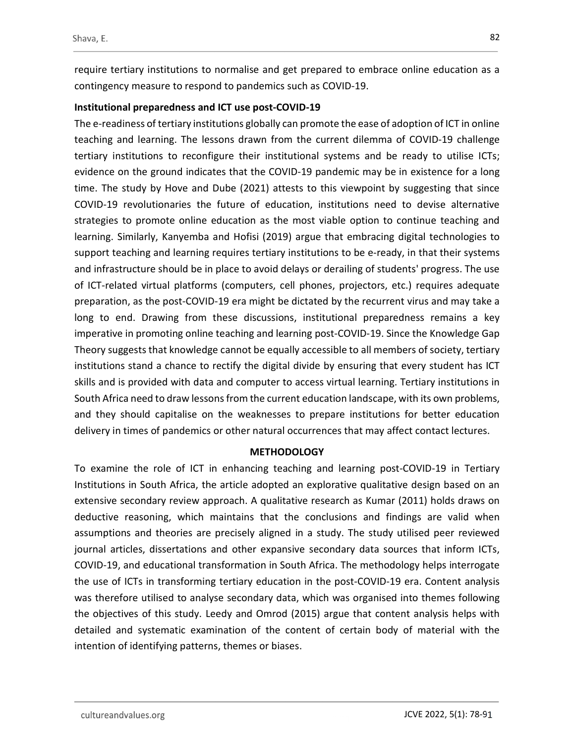require tertiary institutions to normalise and get prepared to embrace online education as a contingency measure to respond to pandemics such as COVID-19.

**Institutional preparedness and ICT use post-COVID-19**

The e-readiness of tertiary institutions globally can promote the ease of adoption of ICT in online teaching and learning. The lessons drawn from the current dilemma of COVID-19 challenge tertiary institutions to reconfigure their institutional systems and be ready to utilise ICTs; evidence on the ground indicates that the COVID-19 pandemic may be in existence for a long time. The study by Hove and Dube (2021) attests to this viewpoint by suggesting that since COVID-19 revolutionaries the future of education, institutions need to devise alternative strategies to promote online education as the most viable option to continue teaching and learning. Similarly, Kanyemba and Hofisi (2019) argue that embracing digital technologies to support teaching and learning requires tertiary institutions to be e-ready, in that their systems and infrastructure should be in place to avoid delays or derailing of students' progress. The use of ICT-related virtual platforms (computers, cell phones, projectors, etc.) requires adequate preparation, as the post-COVID-19 era might be dictated by the recurrent virus and may take a long to end. Drawing from these discussions, institutional preparedness remains a key imperative in promoting online teaching and learning post-COVID-19. Since the Knowledge Gap Theory suggests that knowledge cannot be equally accessible to all members of society, tertiary institutions stand a chance to rectify the digital divide by ensuring that every student has ICT skills and is provided with data and computer to access virtual learning. Tertiary institutions in South Africa need to draw lessons from the current education landscape, with its own problems, and they should capitalise on the weaknesses to prepare institutions for better education delivery in times of pandemics or other natural occurrences that may affect contact lectures.

## METHODOLOGY

To examine the role of ICT in enhancing teaching and learning post-COVID-19 in Tertiary Institutions in South Africa, the article adopted an explorative qualitative design based on an extensive secondary review approach. A qualitative research as Kumar (2011) holds draws on deductive reasoning, which maintains that the conclusions and findings are valid when assumptions and theories are precisely aligned in a study. The study utilised peer reviewed journal articles, dissertations and other expansive secondary data sources that inform ICTs, COVID-19, and educational transformation in South Africa. The methodology helps interrogate the use of ICTs in transforming tertiary education in the post-COVID-19 era. Content analysis was therefore utilised to analyse secondary data, which was organised into themes following the objectives of this study. Leedy and Omrod (2015) argue that content analysis helps with detailed and systematic examination of the content of certain body of material with the intention of identifying patterns, themes or biases.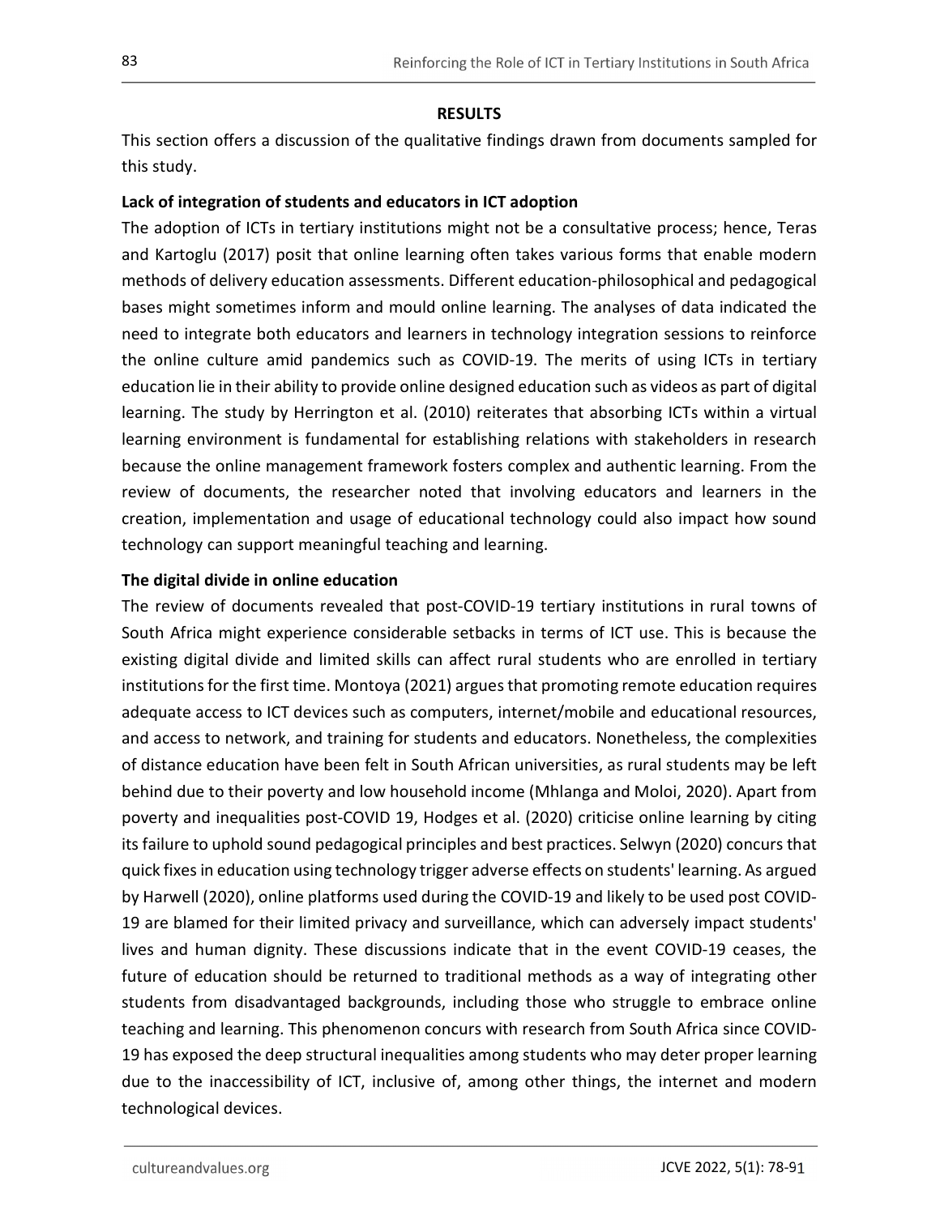## RESULTS

This section offers a discussion of the qualitative findings drawn from documents sampled for this study.

### Lack of integration of students and educators in ICT adoption

The adoption of ICTs in tertiary institutions might not be a consultative process; hence, Teras and Kartoglu (2017) posit that online learning often takes various forms that enable modern methods of delivery education assessments. Different education-philosophical and pedagogical bases might sometimes inform and mould online learning. The analyses of data indicated the need to integrate both educators and learners in technology integration sessions to reinforce the online culture amid pandemics such as COVID-19. The merits of using ICTs in tertiary education lie in their ability to provide online designed education such as videos as part of digital learning. The study by Herrington et al. (2010) reiterates that absorbing ICTs within a virtual learning environment is fundamental for establishing relations with stakeholders in research because the online management framework fosters complex and authentic learning. From the review of documents, the researcher noted that involving educators and learners in the creation, implementation and usage of educational technology could also impact how sound technology can support meaningful teaching and learning.

### The digital divide in online education

The review of documents revealed that post-COVID-19 tertiary institutions in rural towns of South Africa might experience considerable setbacks in terms of ICT use. This is because the existing digital divide and limited skills can affect rural students who are enrolled in tertiary institutions for the first time. Montoya (2021) argues that promoting remote education requires adequate access to ICT devices such as computers, internet/mobile and educational resources, and access to network, and training for students and educators. Nonetheless, the complexities of distance education have been felt in South African universities, as rural students may be left behind due to their poverty and low household income (Mhlanga and Moloi, 2020). Apart from poverty and inequalities post-COVID 19, Hodges et al. (2020) criticise online learning by citing its failure to uphold sound pedagogical principles and best practices. Selwyn (2020) concurs that quick fixes in education using technology trigger adverse effects on students' learning. As argued by Harwell (2020), online platforms used during the COVID-19 and likely to be used post COVID-19 are blamed for their limited privacy and surveillance, which can adversely impact students' lives and human dignity. These discussions indicate that in the event COVID-19 ceases, the future of education should be returned to traditional methods as a way of integrating other students from disadvantaged backgrounds, including those who struggle to embrace online teaching and learning. This phenomenon concurs with research from South Africa since COVID-19 has exposed the deep structural inequalities among students who may deter proper learning due to the inaccessibility of ICT, inclusive of, among other things, the internet and modern technological devices.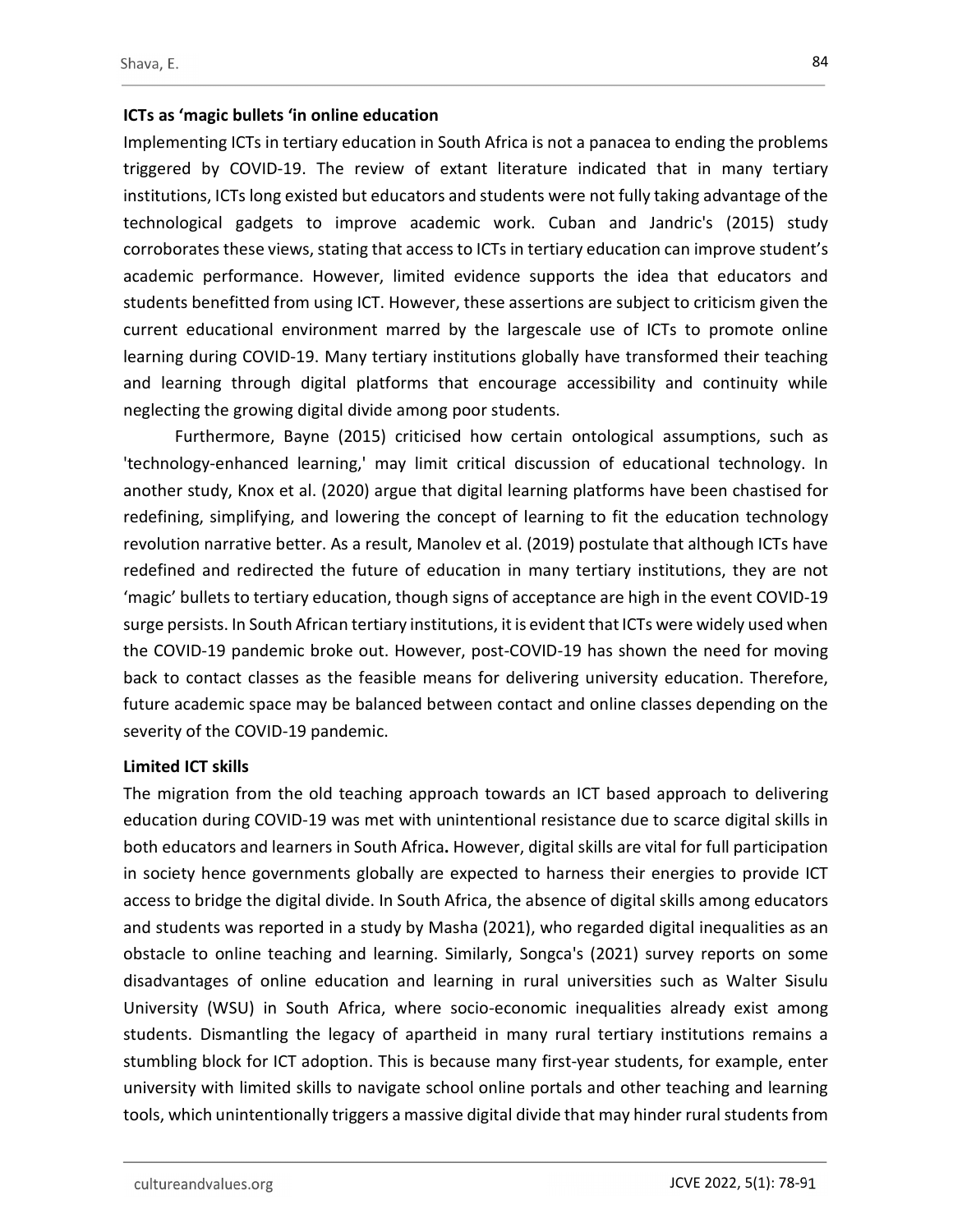**ICTs as 'magic bullets 'in online education**

Implementing ICTs in tertiary education in South Africa is not a panacea to ending the problems triggered by COVID-19. The review of extant literature indicated that in many tertiary institutions, ICTs long existed but educators and students were not fully taking advantage of the technological gadgets to improve academic work. Cuban and Jandric's (2015) study corroborates these views, stating that access to ICTs in tertiary education can improve student's academic performance. However, limited evidence supports the idea that educators and students benefitted from using ICT. However, these assertions are subject to criticism given the current educational environment marred by the largescale use of ICTs to promote online learning during COVID-19. Many tertiary institutions globally have transformed their teaching and learning through digital platforms that encourage accessibility and continuity while neglecting the growing digital divide among poor students.

Furthermore, Bayne (2015) criticised how certain ontological assumptions, such as 'technology-enhanced learning,' may limit critical discussion of educational technology. In another study, Knox et al. (2020) argue that digital learning platforms have been chastised for redefining, simplifying, and lowering the concept of learning to fit the education technology revolution narrative better. As a result, Manolev et al. (2019) postulate that although ICTs have redefined and redirected the future of education in many tertiary institutions, they are not 'magic' bullets to tertiary education, though signs of acceptance are high in the event COVID-19 surge persists. In South African tertiary institutions, it is evident that ICTs were widely used when the COVID-19 pandemic broke out. However, post-COVID-19 has shown the need for moving back to contact classes as the feasible means for delivering university education. Therefore, future academic space may be balanced between contact and online classes depending on the severity of the COVID-19 pandemic.

**Limited ICT skills**

The migration from the old teaching approach towards an ICT based approach to delivering education during COVID-19 was met with unintentional resistance due to scarce digital skills in both educators and learners in South Africa**.** However, digital skills are vital for full participation in society hence governments globally are expected to harness their energies to provide ICT access to bridge the digital divide. In South Africa, the absence of digital skills among educators and students was reported in a study by Masha (2021), who regarded digital inequalities as an obstacle to online teaching and learning. Similarly, Songca's (2021) survey reports on some disadvantages of online education and learning in rural universities such as Walter Sisulu University (WSU) in South Africa, where socio-economic inequalities already exist among students. Dismantling the legacy of apartheid in many rural tertiary institutions remains a stumbling block for ICT adoption. This is because many first-year students, for example, enter university with limited skills to navigate school online portals and other teaching and learning tools, which unintentionally triggers a massive digital divide that may hinder rural students from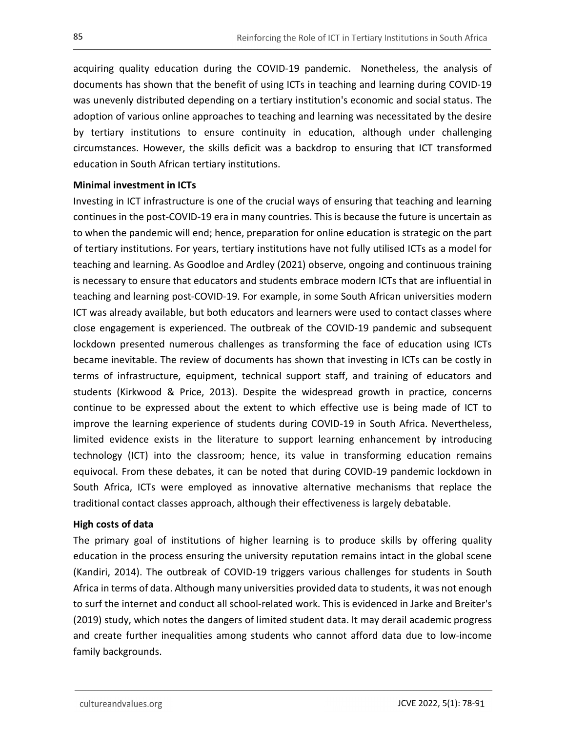acquiring quality education during the COVID-19 pandemic. Nonetheless, the analysis of documents has shown that the benefit of using ICTs in teaching and learning during COVID-19 was unevenly distributed depending on a tertiary institution's economic and social status. The adoption of various online approaches to teaching and learning was necessitated by the desire by tertiary institutions to ensure continuity in education, although under challenging circumstances. However, the skills deficit was a backdrop to ensuring that ICT transformed education in South African tertiary institutions.

**Minimal investment in ICTs**

Investing in ICT infrastructure is one of the crucial ways of ensuring that teaching and learning continues in the post-COVID-19 era in many countries. This is because the future is uncertain as to when the pandemic will end; hence, preparation for online education is strategic on the part of tertiary institutions. For years, tertiary institutions have not fully utilised ICTs as a model for teaching and learning. As Goodloe and Ardley (2021) observe, ongoing and continuous training is necessary to ensure that educators and students embrace modern ICTs that are influential in teaching and learning post-COVID-19. For example, in some South African universities modern ICT was already available, but both educators and learners were used to contact classes where close engagement is experienced. The outbreak of the COVID-19 pandemic and subsequent lockdown presented numerous challenges as transforming the face of education using ICTs became inevitable. The review of documents has shown that investing in ICTs can be costly in terms of infrastructure, equipment, technical support staff, and training of educators and students (Kirkwood & Price, 2013). Despite the widespread growth in practice, concerns continue to be expressed about the extent to which effective use is being made of ICT to improve the learning experience of students during COVID-19 in South Africa. Nevertheless, limited evidence exists in the literature to support learning enhancement by introducing technology (ICT) into the classroom; hence, its value in transforming education remains equivocal. From these debates, it can be noted that during COVID-19 pandemic lockdown in South Africa, ICTs were employed as innovative alternative mechanisms that replace the traditional contact classes approach, although their effectiveness is largely debatable.

**High costs of data**

The primary goal of institutions of higher learning is to produce skills by offering quality education in the process ensuring the university reputation remains intact in the global scene (Kandiri, 2014). The outbreak of COVID-19 triggers various challenges for students in South Africa in terms of data. Although many universities provided data to students, it was not enough to surf the internet and conduct all school-related work. This is evidenced in Jarke and Breiter's (2019) study, which notes the dangers of limited student data. It may derail academic progress and create further inequalities among students who cannot afford data due to low-income family backgrounds.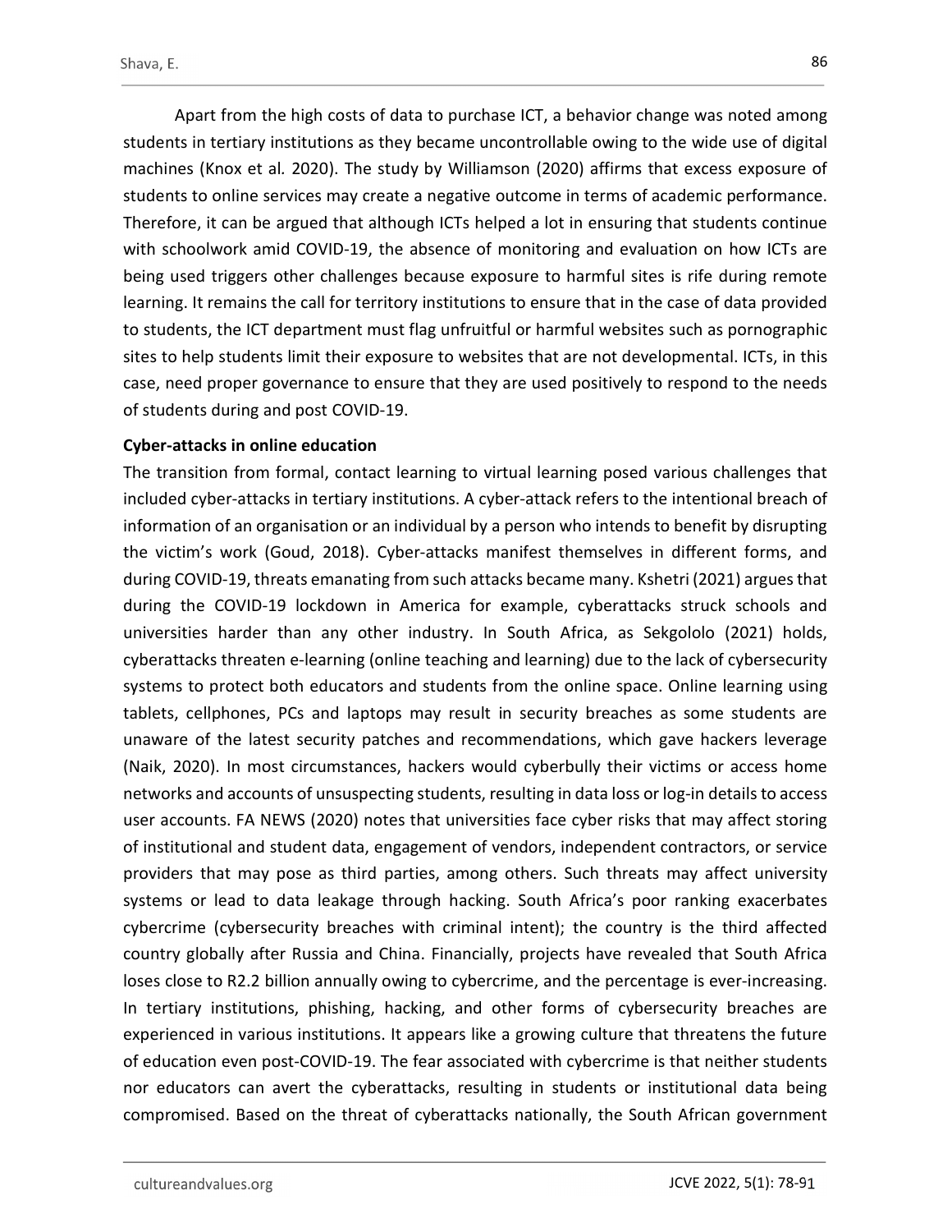Apart from the high costs of data to purchase ICT, a behavior change was noted among students in tertiary institutions as they became uncontrollable owing to the wide use of digital machines (Knox et al. 2020). The study by Williamson (2020) affirms that excess exposure of students to online services may create a negative outcome in terms of academic performance. Therefore, it can be argued that although ICTs helped a lot in ensuring that students continue with schoolwork amid COVID-19, the absence of monitoring and evaluation on how ICTs are being used triggers other challenges because exposure to harmful sites is rife during remote learning. It remains the call for territory institutions to ensure that in the case of data provided to students, the ICT department must flag unfruitful or harmful websites such as pornographic sites to help students limit their exposure to websites that are not developmental. ICTs, in this case, need proper governance to ensure that they are used positively to respond to the needs of students during and post COVID-19.

**Cyber-attacks in online education**

The transition from formal, contact learning to virtual learning posed various challenges that included cyber-attacks in tertiary institutions. A cyber-attack refers to the intentional breach of information of an organisation or an individual by a person who intends to benefit by disrupting the victim's work (Goud, 2018). Cyber-attacks manifest themselves in different forms, and during COVID-19, threats emanating from such attacks became many. Kshetri (2021) argues that during the COVID-19 lockdown in America for example, cyberattacks struck schools and universities harder than any other industry. In South Africa, as Sekgololo (2021) holds, cyberattacks threaten e-learning (online teaching and learning) due to the lack of cybersecurity systems to protect both educators and students from the online space. Online learning using tablets, cellphones, PCs and laptops may result in security breaches as some students are unaware of the latest security patches and recommendations, which gave hackers leverage (Naik, 2020). In most circumstances, hackers would cyberbully their victims or access home networks and accounts of unsuspecting students, resulting in data loss or log-in details to access user accounts. FA NEWS (2020) notes that universities face cyber risks that may affect storing of institutional and student data, engagement of vendors, independent contractors, or service providers that may pose as third parties, among others. Such threats may affect university systems or lead to data leakage through hacking. South Africa's poor ranking exacerbates cybercrime (cybersecurity breaches with criminal intent); the country is the third affected country globally after Russia and China. Financially, projects have revealed that South Africa loses close to R2.2 billion annually owing to cybercrime, and the percentage is ever-increasing. In tertiary institutions, phishing, hacking, and other forms of cybersecurity breaches are experienced in various institutions. It appears like a growing culture that threatens the future of education even post-COVID-19. The fear associated with cybercrime is that neither students nor educators can avert the cyberattacks, resulting in students or institutional data being compromised. Based on the threat of cyberattacks nationally, the South African government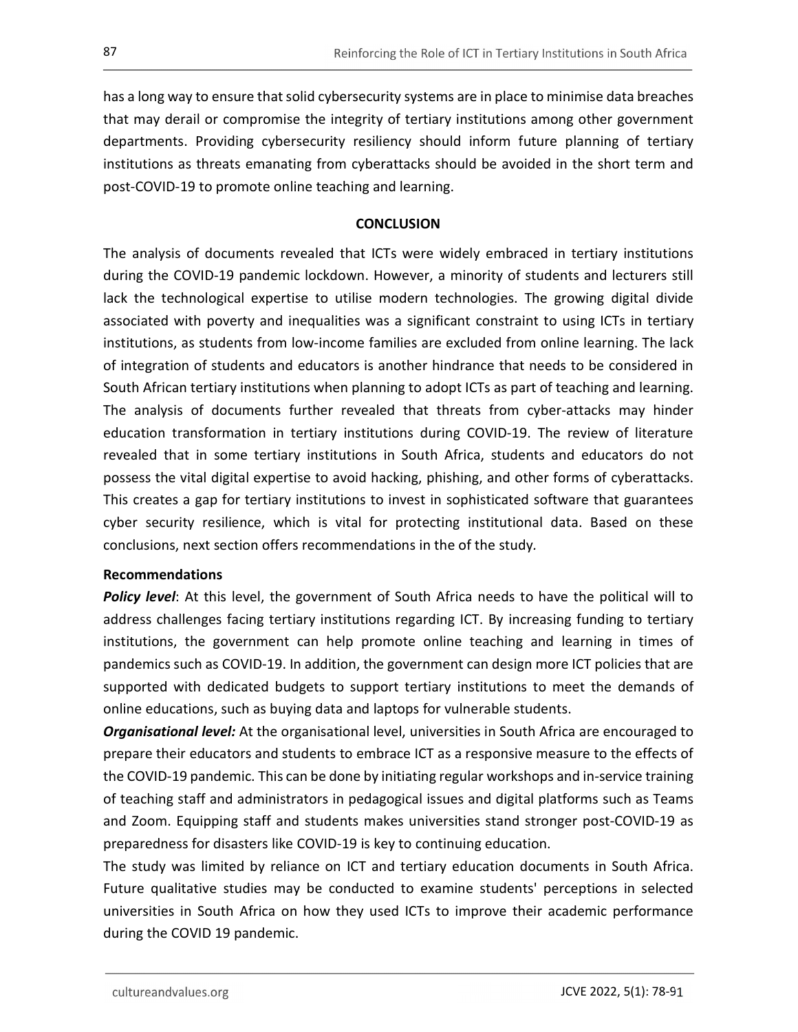has a long way to ensure that solid cybersecurity systems are in place to minimise data breaches that may derail or compromise the integrity of tertiary institutions among other government departments. Providing cybersecurity resiliency should inform future planning of tertiary institutions as threats emanating from cyberattacks should be avoided in the short term and post-COVID-19 to promote online teaching and learning.

## CONCLUSION

The analysis of documents revealed that ICTs were widely embraced in tertiary institutions during the COVID-19 pandemic lockdown. However, a minority of students and lecturers still lack the technological expertise to utilise modern technologies. The growing digital divide associated with poverty and inequalities was a significant constraint to using ICTs in tertiary institutions, as students from low-income families are excluded from online learning. The lack of integration of students and educators is another hindrance that needs to be considered in South African tertiary institutions when planning to adopt ICTs as part of teaching and learning. The analysis of documents further revealed that threats from cyber-attacks may hinder education transformation in tertiary institutions during COVID-19. The review of literature revealed that in some tertiary institutions in South Africa, students and educators do not possess the vital digital expertise to avoid hacking, phishing, and other forms of cyberattacks. This creates a gap for tertiary institutions to invest in sophisticated software that guarantees cyber security resilience, which is vital for protecting institutional data. Based on these conclusions, next section offers recommendations in the of the study.

### Recommendations

***Policy level***: At this level, the government of South Africa needs to have the political will to address challenges facing tertiary institutions regarding ICT. By increasing funding to tertiary institutions, the government can help promote online teaching and learning in times of pandemics such as COVID-19. In addition, the government can design more ICT policies that are supported with dedicated budgets to support tertiary institutions to meet the demands of online educations, such as buying data and laptops for vulnerable students.

***Organisational level:*** At the organisational level, universities in South Africa are encouraged to prepare their educators and students to embrace ICT as a responsive measure to the effects of the COVID-19 pandemic. This can be done by initiating regular workshops and in-service training of teaching staff and administrators in pedagogical issues and digital platforms such as Teams and Zoom. Equipping staff and students makes universities stand stronger post-COVID-19 as preparedness for disasters like COVID-19 is key to continuing education.

The study was limited by reliance on ICT and tertiary education documents in South Africa. Future qualitative studies may be conducted to examine students' perceptions in selected universities in South Africa on how they used ICTs to improve their academic performance during the COVID 19 pandemic.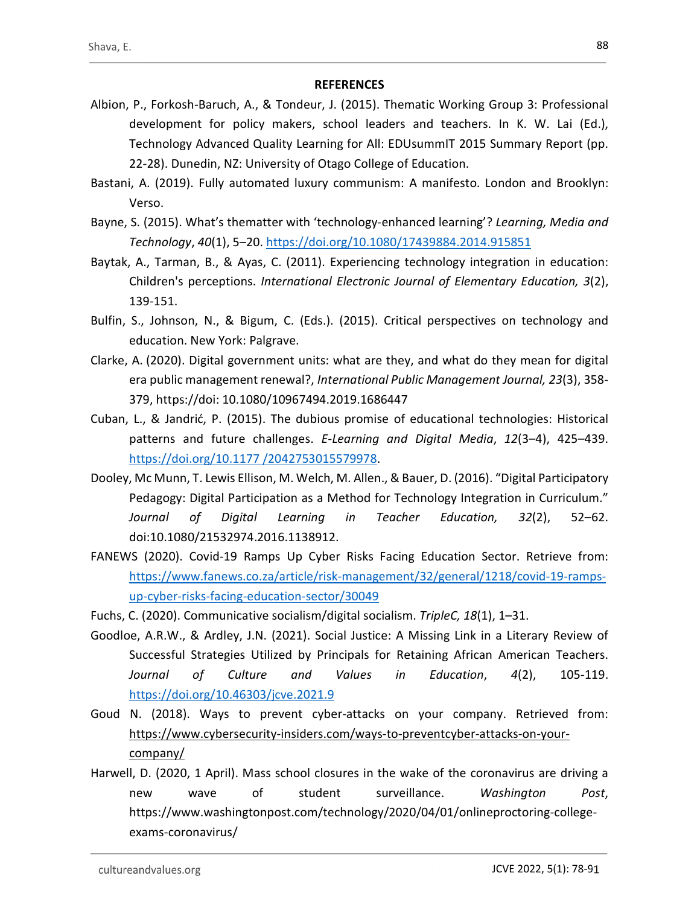**REFERENCES**

Albion, P., Forkosh-Baruch, A., & Tondeur, J. (2015). Thematic Working Group 3: Professional development for policy makers, school leaders and teachers. In K. W. Lai (Ed.), Technology Advanced Quality Learning for All: EDUsummIT 2015 Summary Report (pp. 22-28). Dunedin, NZ: University of Otago College of Education.

Bastani, A. (2019). Fully automated luxury communism: A manifesto. London and Brooklyn: Verso.

Bayne, S. (2015). What's thematter with 'technology-enhanced learning'? *Learning, Media and Technology*, *40*(1), 5–20. https://doi.org/10.1080/17439884.2014.915851

Baytak, A., Tarman, B., & Ayas, C. (2011). Experiencing technology integration in education: Children's perceptions. *International Electronic Journal of Elementary Education, 3*(2), 139-151.

Bulfin, S., Johnson, N., & Bigum, C. (Eds.). (2015). Critical perspectives on technology and education. New York: Palgrave.

Clarke, A. (2020). Digital government units: what are they, and what do they mean for digital era public management renewal?, *International Public Management Journal, 23*(3), 358-379, https://doi: 10.1080/10967494.2019.1686447

Cuban, L., & Jandrić, P. (2015). The dubious promise of educational technologies: Historical patterns and future challenges. *E-Learning and Digital Media*, *12*(3–4), 425–439. https://doi.org/10.1177 /2042753015579978.

Dooley, Mc Munn, T. Lewis Ellison, M. Welch, M. Allen., & Bauer, D. (2016). "Digital Participatory Pedagogy: Digital Participation as a Method for Technology Integration in Curriculum." *Journal of Digital Learning in Teacher Education, 32*(2), 52–62. doi:10.1080/21532974.2016.1138912.

FANEWS (2020). Covid-19 Ramps Up Cyber Risks Facing Education Sector. Retrieve from: https://www.fanews.co.za/article/risk-management/32/general/1218/covid-19-ramps-up-cyber-risks-facing-education-sector/30049

Fuchs, C. (2020). Communicative socialism/digital socialism. *TripleC, 18*(1), 1–31.

Goodloe, A.R.W., & Ardley, J.N. (2021). Social Justice: A Missing Link in a Literary Review of Successful Strategies Utilized by Principals for Retaining African American Teachers. *Journal of Culture and Values in Education*, *4*(2), 105-119. https://doi.org/10.46303/jcve.2021.9

Goud N. (2018). Ways to prevent cyber-attacks on your company. Retrieved from: https://www.cybersecurity-insiders.com/ways-to-preventcyber-attacks-on-your-company/

Harwell, D. (2020, 1 April). Mass school closures in the wake of the coronavirus are driving a new wave of student surveillance. *Washington Post*, https://www.washingtonpost.com/technology/2020/04/01/onlineproctoring-college-exams-coronavirus/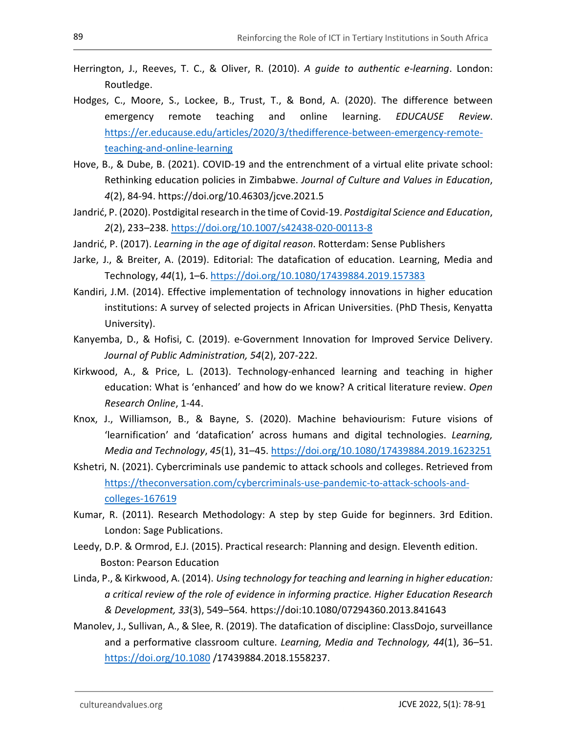Herrington, J., Reeves, T. C., & Oliver, R. (2010). *A guide to authentic e-learning*. London: Routledge.

Hodges, C., Moore, S., Lockee, B., Trust, T., & Bond, A. (2020). The difference between emergency remote teaching and online learning. *EDUCAUSE Review*. https://er.educause.edu/articles/2020/3/thedifference-between-emergency-remote-teaching-and-online-learning

Hove, B., & Dube, B. (2021). COVID-19 and the entrenchment of a virtual elite private school: Rethinking education policies in Zimbabwe. *Journal of Culture and Values in Education*, *4*(2), 84-94. https://doi.org/10.46303/jcve.2021.5

Jandrić, P. (2020). Postdigital research in the time of Covid-19. *Postdigital Science and Education*, *2*(2), 233–238. https://doi.org/10.1007/s42438-020-00113-8

Jandrić, P. (2017). *Learning in the age of digital reason*. Rotterdam: Sense Publishers

Jarke, J., & Breiter, A. (2019). Editorial: The datafication of education. Learning, Media and Technology, *44*(1), 1–6. https://doi.org/10.1080/17439884.2019.157383

Kandiri, J.M. (2014). Effective implementation of technology innovations in higher education institutions: A survey of selected projects in African Universities. (PhD Thesis, Kenyatta University).

Kanyemba, D., & Hofisi, C. (2019). e-Government Innovation for Improved Service Delivery. *Journal of Public Administration, 54*(2), 207-222.

Kirkwood, A., & Price, L. (2013). Technology-enhanced learning and teaching in higher education: What is 'enhanced' and how do we know? A critical literature review. *Open Research Online*, 1-44.

Knox, J., Williamson, B., & Bayne, S. (2020). Machine behaviourism: Future visions of 'learnification' and 'datafication' across humans and digital technologies. *Learning, Media and Technology*, *45*(1), 31–45. https://doi.org/10.1080/17439884.2019.1623251

Kshetri, N. (2021). Cybercriminals use pandemic to attack schools and colleges. Retrieved from https://theconversation.com/cybercriminals-use-pandemic-to-attack-schools-and-colleges-167619

Kumar, R. (2011). Research Methodology: A step by step Guide for beginners. 3rd Edition. London: Sage Publications.

Leedy, D.P. & Ormrod, E.J. (2015). Practical research: Planning and design. Eleventh edition. Boston: Pearson Education

Linda, P., & Kirkwood, A. (2014). *Using technology for teaching and learning in higher education: a critical review of the role of evidence in informing practice. Higher Education Research & Development, 33*(3), 549–564. https://doi:10.1080/07294360.2013.841643

Manolev, J., Sullivan, A., & Slee, R. (2019). The datafication of discipline: ClassDojo, surveillance and a performative classroom culture. *Learning, Media and Technology, 44*(1), 36–51. https://doi.org/10.1080 /17439884.2018.1558237.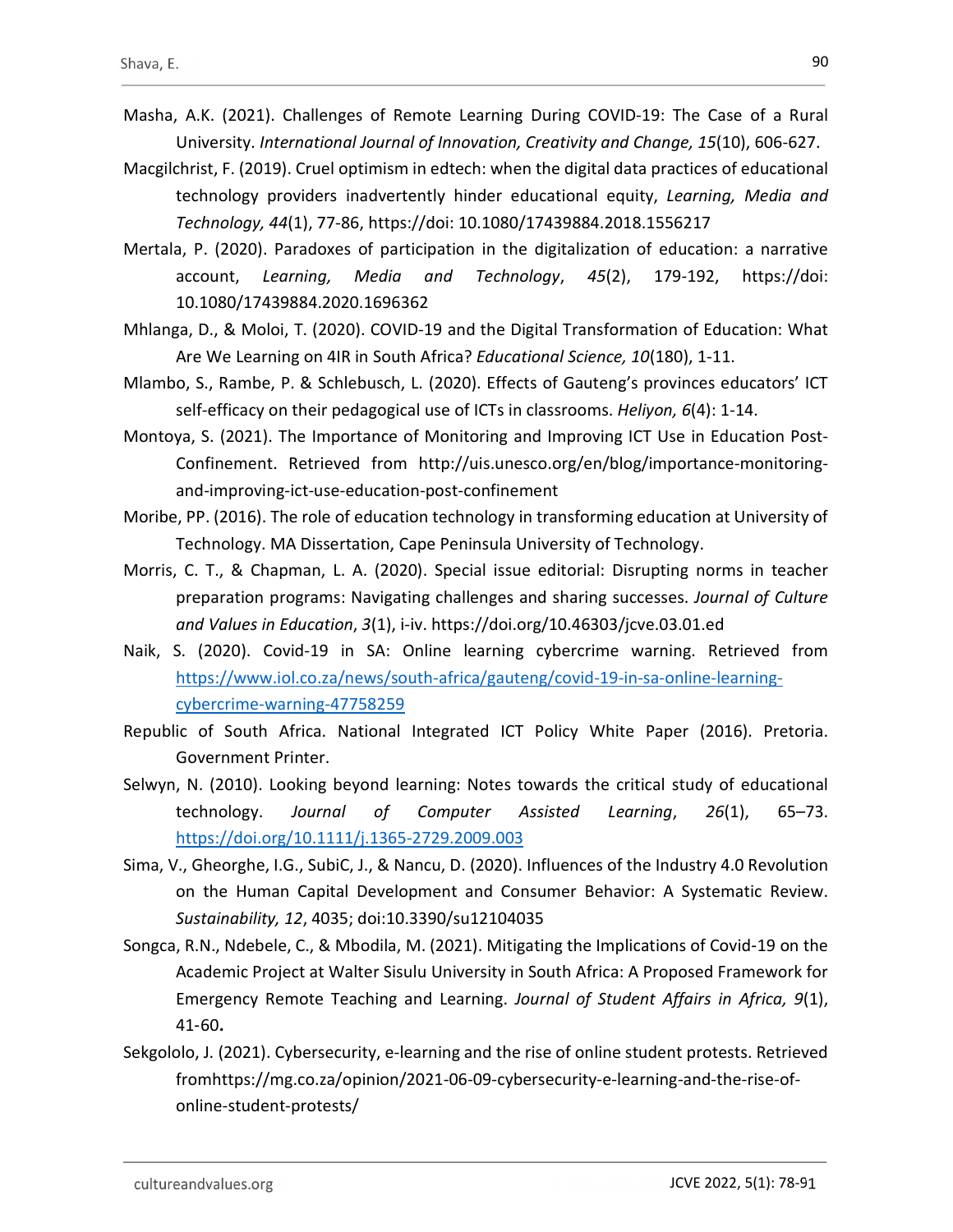Masha, A.K. (2021). Challenges of Remote Learning During COVID-19: The Case of a Rural University. *International Journal of Innovation, Creativity and Change, 15*(10), 606-627.

Macgilchrist, F. (2019). Cruel optimism in edtech: when the digital data practices of educational technology providers inadvertently hinder educational equity, *Learning, Media and Technology, 44*(1), 77-86, https://doi: 10.1080/17439884.2018.1556217

Mertala, P. (2020). Paradoxes of participation in the digitalization of education: a narrative account, *Learning, Media and Technology*, *45*(2), 179-192, https://doi: 10.1080/17439884.2020.1696362

Mhlanga, D., & Moloi, T. (2020). COVID-19 and the Digital Transformation of Education: What Are We Learning on 4IR in South Africa? *Educational Science, 10*(180), 1-11.

Mlambo, S., Rambe, P. & Schlebusch, L. (2020). Effects of Gauteng's provinces educators' ICT self-efficacy on their pedagogical use of ICTs in classrooms. *Heliyon, 6*(4): 1-14.

Montoya, S. (2021). The Importance of Monitoring and Improving ICT Use in Education Post-Confinement. Retrieved from http://uis.unesco.org/en/blog/importance-monitoring-and-improving-ict-use-education-post-confinement

Moribe, PP. (2016). The role of education technology in transforming education at University of Technology. MA Dissertation, Cape Peninsula University of Technology.

Morris, C. T., & Chapman, L. A. (2020). Special issue editorial: Disrupting norms in teacher preparation programs: Navigating challenges and sharing successes. *Journal of Culture and Values in Education*, *3*(1), i-iv. https://doi.org/10.46303/jcve.03.01.ed

Naik, S. (2020). Covid-19 in SA: Online learning cybercrime warning. Retrieved from https://www.iol.co.za/news/south-africa/gauteng/covid-19-in-sa-online-learning-cybercrime-warning-47758259

Republic of South Africa. National Integrated ICT Policy White Paper (2016). Pretoria. Government Printer.

Selwyn, N. (2010). Looking beyond learning: Notes towards the critical study of educational technology. *Journal of Computer Assisted Learning*, *26*(1), 65–73. https://doi.org/10.1111/j.1365-2729.2009.003

Sima, V., Gheorghe, I.G., SubiC, J., & Nancu, D. (2020). Influences of the Industry 4.0 Revolution on the Human Capital Development and Consumer Behavior: A Systematic Review. *Sustainability, 12*, 4035; doi:10.3390/su12104035

Songca, R.N., Ndebele, C., & Mbodila, M. (2021). Mitigating the Implications of Covid-19 on the Academic Project at Walter Sisulu University in South Africa: A Proposed Framework for Emergency Remote Teaching and Learning. *Journal of Student Affairs in Africa, 9*(1), 41-60**.**

Sekgololo, J. (2021). Cybersecurity, e-learning and the rise of online student protests. Retrieved fromhttps://mg.co.za/opinion/2021-06-09-cybersecurity-e-learning-and-the-rise-of-online-student-protests/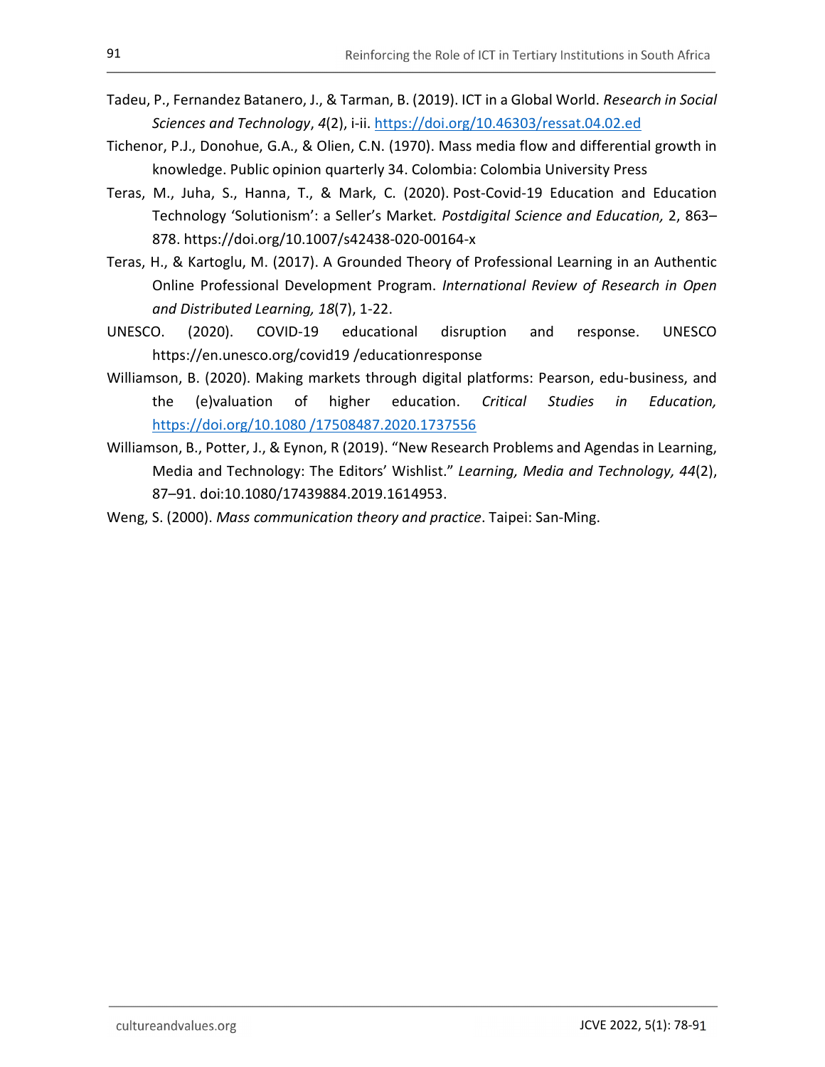Tadeu, P., Fernandez Batanero, J., & Tarman, B. (2019). ICT in a Global World. *Research in Social Sciences and Technology*, *4*(2), i-ii. https://doi.org/10.46303/ressat.04.02.ed

Tichenor, P.J., Donohue, G.A., & Olien, C.N. (1970). Mass media flow and differential growth in knowledge. Public opinion quarterly 34. Colombia: Colombia University Press

Teras, M., Juha, S., Hanna, T., & Mark, C. (2020). Post-Covid-19 Education and Education Technology 'Solutionism': a Seller's Market. *Postdigital Science and Education,* 2, 863–878. https://doi.org/10.1007/s42438-020-00164-x

Teras, H., & Kartoglu, M. (2017). A Grounded Theory of Professional Learning in an Authentic Online Professional Development Program. *International Review of Research in Open and Distributed Learning, 18*(7), 1-22.

UNESCO. (2020). COVID-19 educational disruption and response. UNESCO https://en.unesco.org/covid19 /educationresponse

Williamson, B. (2020). Making markets through digital platforms: Pearson, edu-business, and the (e)valuation of higher education. *Critical Studies in Education,* https://doi.org/10.1080 /17508487.2020.1737556

Williamson, B., Potter, J., & Eynon, R (2019). "New Research Problems and Agendas in Learning, Media and Technology: The Editors' Wishlist." *Learning, Media and Technology, 44*(2), 87–91. doi:10.1080/17439884.2019.1614953.

Weng, S. (2000). *Mass communication theory and practice*. Taipei: San-Ming.